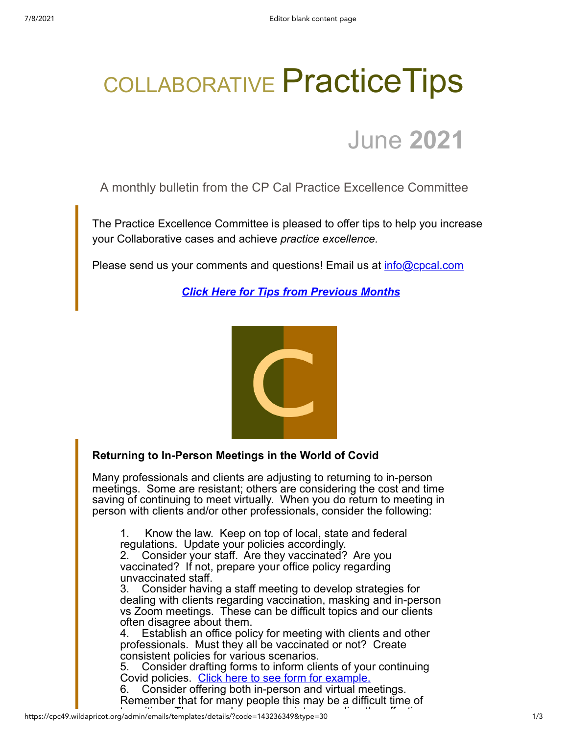# COLLABORATIVE PracticeTips

## June **2021**

A monthly bulletin from the CP Cal Practice Excellence Committee

The Practice Excellence Committee is pleased to offer tips to help you increase your Collaborative cases and achieve *practice excellence.*

Please send us your comments and questions! Email us at info@cpcal.com

***Click Here for Tips from Previous Months***

**Returning to In-Person Meetings in the World of Covid**

Many professionals and clients are adjusting to returning to in-person meetings. Some are resistant; others are considering the cost and time saving of continuing to meet virtually. When you do return to meeting in person with clients and/or other professionals, consider the following:

1. Know the law. Keep on top of local, state and federal regulations. Update your policies accordingly.
2. Consider your staff. Are they vaccinated? Are you vaccinated? If not, prepare your office policy regarding unvaccinated staff.
3. Consider having a staff meeting to develop strategies for dealing with clients regarding vaccination, masking and in-person vs Zoom meetings. These can be difficult topics and our clients often disagree about them.
4. Establish an office policy for meeting with clients and other professionals. Must they all be vaccinated or not? Create consistent policies for various scenarios.
5. Consider drafting forms to inform clients of your continuing Covid policies. Click here to see form for example.
6. Consider offering both in-person and virtual meetings. Remember that for many people this may be a difficult time of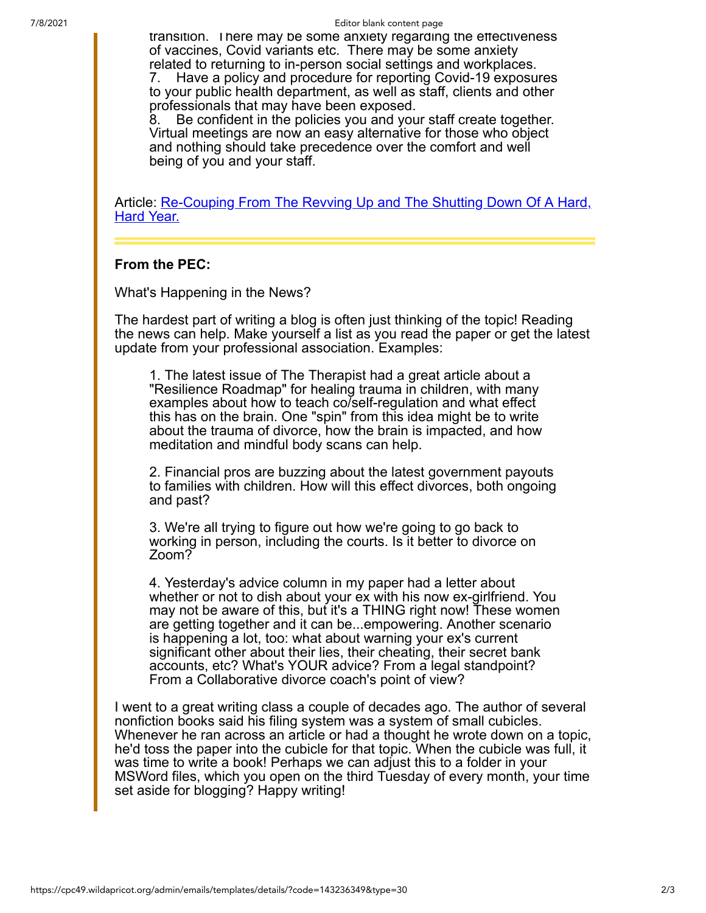transition. There may be some anxiety regarding the effectiveness of vaccines, Covid variants etc. There may be some anxiety related to returning to in-person social settings and workplaces.

7. Have a policy and procedure for reporting Covid-19 exposures to your public health department, as well as staff, clients and other professionals that may have been exposed.

8. Be confident in the policies you and your staff create together. Virtual meetings are now an easy alternative for those who object and nothing should take precedence over the comfort and well being of you and your staff.

Article: [Re-Couping From The Revving Up and The Shutting Down Of A Hard, Hard Year.]()

---

**From the PEC:**

What's Happening in the News?

The hardest part of writing a blog is often just thinking of the topic! Reading the news can help. Make yourself a list as you read the paper or get the latest update from your professional association. Examples:

1. The latest issue of The Therapist had a great article about a "Resilience Roadmap" for healing trauma in children, with many examples about how to teach co/self-regulation and what effect this has on the brain. One "spin" from this idea might be to write about the trauma of divorce, how the brain is impacted, and how meditation and mindful body scans can help.

2. Financial pros are buzzing about the latest government payouts to families with children. How will this effect divorces, both ongoing and past?

3. We're all trying to figure out how we're going to go back to working in person, including the courts. Is it better to divorce on Zoom?

4. Yesterday's advice column in my paper had a letter about whether or not to dish about your ex with his now ex-girlfriend. You may not be aware of this, but it's a THING right now! These women are getting together and it can be...empowering. Another scenario is happening a lot, too: what about warning your ex's current significant other about their lies, their cheating, their secret bank accounts, etc? What's YOUR advice? From a legal standpoint? From a Collaborative divorce coach's point of view?

I went to a great writing class a couple of decades ago. The author of several nonfiction books said his filing system was a system of small cubicles. Whenever he ran across an article or had a thought he wrote down on a topic, he'd toss the paper into the cubicle for that topic. When the cubicle was full, it was time to write a book! Perhaps we can adjust this to a folder in your MSWord files, which you open on the third Tuesday of every month, your time set aside for blogging? Happy writing!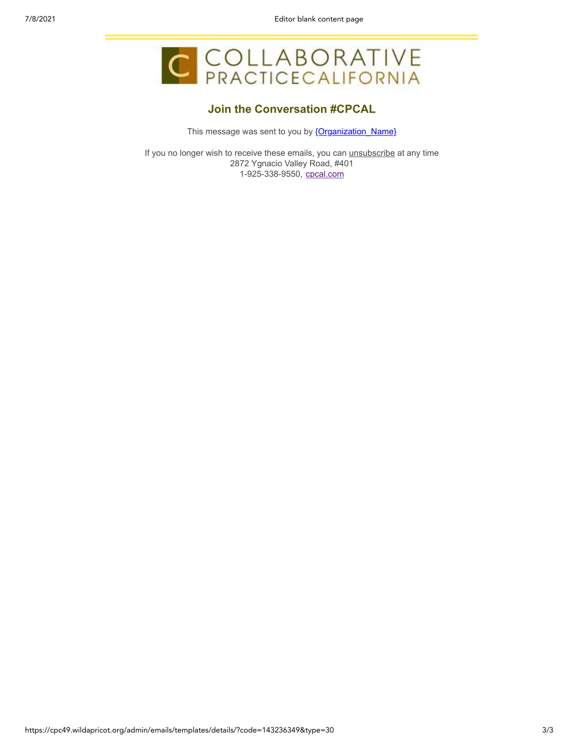COLLABORATIVE PRACTICECALIFORNIA

## Join the Conversation #CPCAL

This message was sent to you by {Organization_Name}

If you no longer wish to receive these emails, you can unsubscribe at any time
2872 Ygnacio Valley Road, #401
1-925-338-9550, cpcal.com